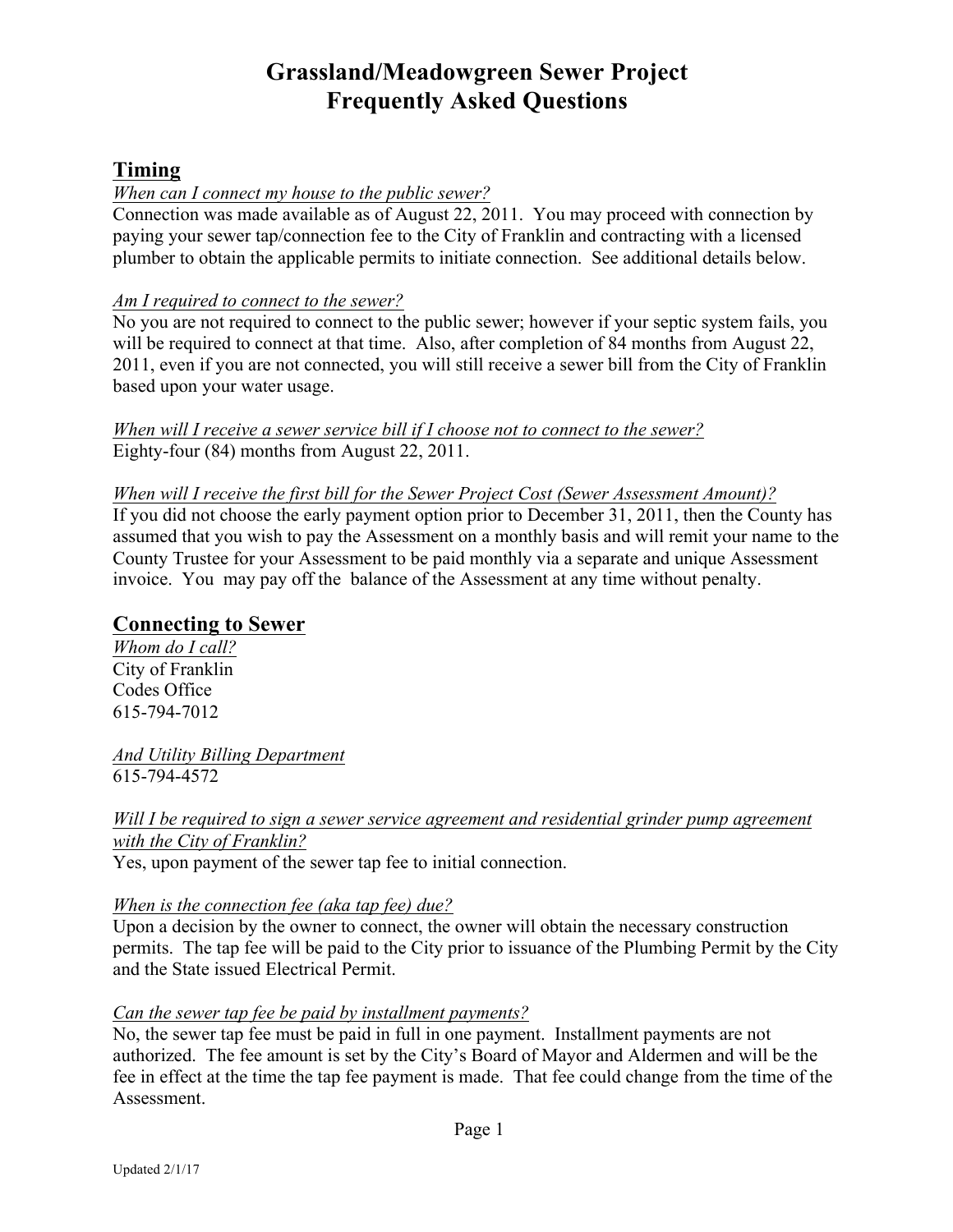# Grassland/Meadowgreen Sewer Project
# Frequently Asked Questions

## Timing

*When can I connect my house to the public sewer?*

Connection was made available as of August 22, 2011. You may proceed with connection by paying your sewer tap/connection fee to the City of Franklin and contracting with a licensed plumber to obtain the applicable permits to initiate connection. See additional details below.

*Am I required to connect to the sewer?*

No you are not required to connect to the public sewer; however if your septic system fails, you will be required to connect at that time. Also, after completion of 84 months from August 22, 2011, even if you are not connected, you will still receive a sewer bill from the City of Franklin based upon your water usage.

*When will I receive a sewer service bill if I choose not to connect to the sewer?*

Eighty-four (84) months from August 22, 2011.

*When will I receive the first bill for the Sewer Project Cost (Sewer Assessment Amount)?*

If you did not choose the early payment option prior to December 31, 2011, then the County has assumed that you wish to pay the Assessment on a monthly basis and will remit your name to the County Trustee for your Assessment to be paid monthly via a separate and unique Assessment invoice. You may pay off the balance of the Assessment at any time without penalty.

## Connecting to Sewer

*Whom do I call?*

City of Franklin
Codes Office
615-794-7012

*And Utility Billing Department*

615-794-4572

*Will I be required to sign a sewer service agreement and residential grinder pump agreement with the City of Franklin?*

Yes, upon payment of the sewer tap fee to initial connection.

*When is the connection fee (aka tap fee) due?*

Upon a decision by the owner to connect, the owner will obtain the necessary construction permits. The tap fee will be paid to the City prior to issuance of the Plumbing Permit by the City and the State issued Electrical Permit.

*Can the sewer tap fee be paid by installment payments?*

No, the sewer tap fee must be paid in full in one payment. Installment payments are not authorized. The fee amount is set by the City's Board of Mayor and Aldermen and will be the fee in effect at the time the tap fee payment is made. That fee could change from the time of the Assessment.

Updated 2/1/17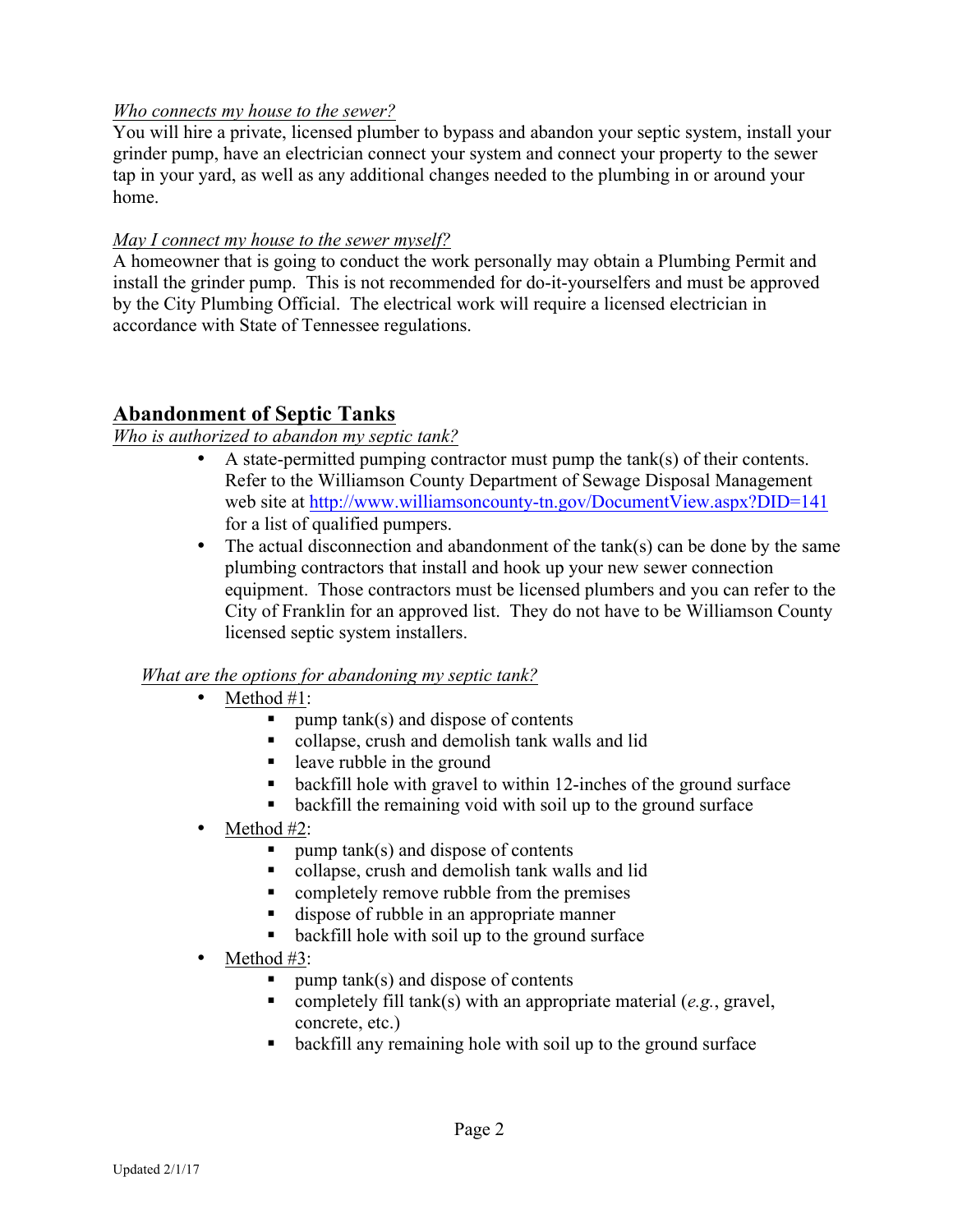*Who connects my house to the sewer?*

You will hire a private, licensed plumber to bypass and abandon your septic system, install your grinder pump, have an electrician connect your system and connect your property to the sewer tap in your yard, as well as any additional changes needed to the plumbing in or around your home.

*May I connect my house to the sewer myself?*

A homeowner that is going to conduct the work personally may obtain a Plumbing Permit and install the grinder pump. This is not recommended for do-it-yourselfers and must be approved by the City Plumbing Official. The electrical work will require a licensed electrician in accordance with State of Tennessee regulations.

## Abandonment of Septic Tanks

*Who is authorized to abandon my septic tank?*

- A state-permitted pumping contractor must pump the tank(s) of their contents. Refer to the Williamson County Department of Sewage Disposal Management web site at http://www.williamsoncounty-tn.gov/DocumentView.aspx?DID=141 for a list of qualified pumpers.
- The actual disconnection and abandonment of the tank(s) can be done by the same plumbing contractors that install and hook up your new sewer connection equipment. Those contractors must be licensed plumbers and you can refer to the City of Franklin for an approved list. They do not have to be Williamson County licensed septic system installers.

*What are the options for abandoning my septic tank?*

- Method #1:
  - pump tank(s) and dispose of contents
  - collapse, crush and demolish tank walls and lid
  - leave rubble in the ground
  - backfill hole with gravel to within 12-inches of the ground surface
  - backfill the remaining void with soil up to the ground surface
- Method #2:
  - pump tank(s) and dispose of contents
  - collapse, crush and demolish tank walls and lid
  - completely remove rubble from the premises
  - dispose of rubble in an appropriate manner
  - backfill hole with soil up to the ground surface
- Method #3:
  - pump tank(s) and dispose of contents
  - completely fill tank(s) with an appropriate material (*e.g.*, gravel, concrete, etc.)
  - backfill any remaining hole with soil up to the ground surface

Updated 2/1/17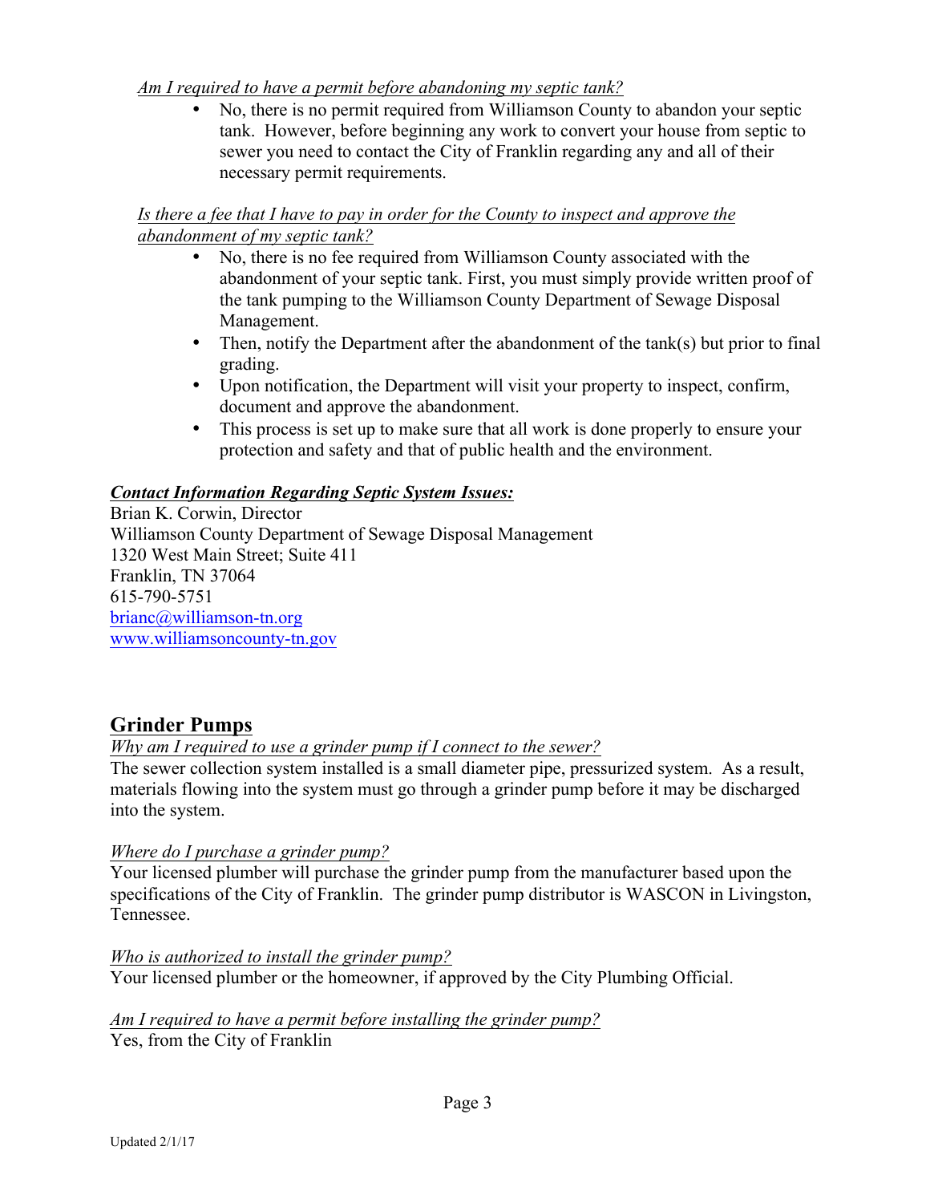*Am I required to have a permit before abandoning my septic tank?*

- No, there is no permit required from Williamson County to abandon your septic tank. However, before beginning any work to convert your house from septic to sewer you need to contact the City of Franklin regarding any and all of their necessary permit requirements.

*Is there a fee that I have to pay in order for the County to inspect and approve the abandonment of my septic tank?*

- No, there is no fee required from Williamson County associated with the abandonment of your septic tank. First, you must simply provide written proof of the tank pumping to the Williamson County Department of Sewage Disposal Management.
- Then, notify the Department after the abandonment of the tank(s) but prior to final grading.
- Upon notification, the Department will visit your property to inspect, confirm, document and approve the abandonment.
- This process is set up to make sure that all work is done properly to ensure your protection and safety and that of public health and the environment.

***Contact Information Regarding Septic System Issues:***

Brian K. Corwin, Director
Williamson County Department of Sewage Disposal Management
1320 West Main Street; Suite 411
Franklin, TN 37064
615-790-5751
brianc@williamson-tn.org
www.williamsoncounty-tn.gov

## Grinder Pumps

*Why am I required to use a grinder pump if I connect to the sewer?*
The sewer collection system installed is a small diameter pipe, pressurized system. As a result, materials flowing into the system must go through a grinder pump before it may be discharged into the system.

*Where do I purchase a grinder pump?*
Your licensed plumber will purchase the grinder pump from the manufacturer based upon the specifications of the City of Franklin. The grinder pump distributor is WASCON in Livingston, Tennessee.

*Who is authorized to install the grinder pump?*
Your licensed plumber or the homeowner, if approved by the City Plumbing Official.

*Am I required to have a permit before installing the grinder pump?*
Yes, from the City of Franklin

Updated 2/1/17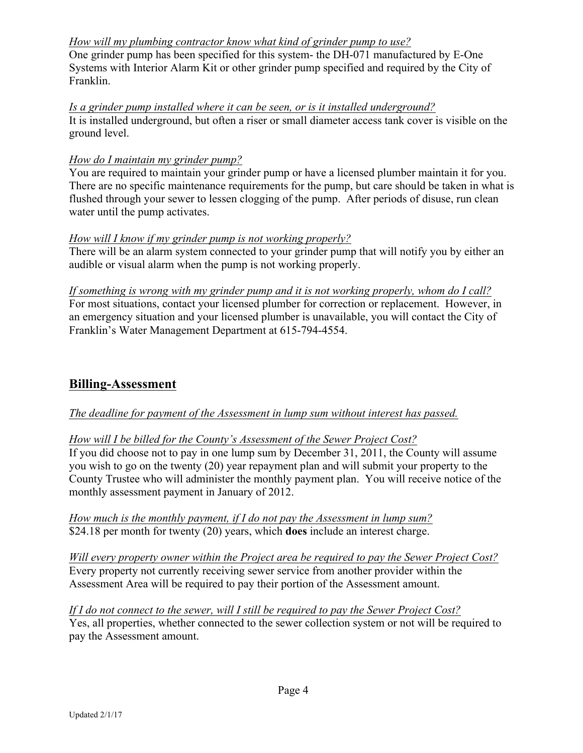*How will my plumbing contractor know what kind of grinder pump to use?*
One grinder pump has been specified for this system- the DH-071 manufactured by E-One Systems with Interior Alarm Kit or other grinder pump specified and required by the City of Franklin.

*Is a grinder pump installed where it can be seen, or is it installed underground?*
It is installed underground, but often a riser or small diameter access tank cover is visible on the ground level.

*How do I maintain my grinder pump?*
You are required to maintain your grinder pump or have a licensed plumber maintain it for you. There are no specific maintenance requirements for the pump, but care should be taken in what is flushed through your sewer to lessen clogging of the pump. After periods of disuse, run clean water until the pump activates.

*How will I know if my grinder pump is not working properly?*
There will be an alarm system connected to your grinder pump that will notify you by either an audible or visual alarm when the pump is not working properly.

*If something is wrong with my grinder pump and it is not working properly, whom do I call?*
For most situations, contact your licensed plumber for correction or replacement. However, in an emergency situation and your licensed plumber is unavailable, you will contact the City of Franklin's Water Management Department at 615-794-4554.

## Billing-Assessment

*The deadline for payment of the Assessment in lump sum without interest has passed.*

*How will I be billed for the County's Assessment of the Sewer Project Cost?*
If you did choose not to pay in one lump sum by December 31, 2011, the County will assume you wish to go on the twenty (20) year repayment plan and will submit your property to the County Trustee who will administer the monthly payment plan. You will receive notice of the monthly assessment payment in January of 2012.

*How much is the monthly payment, if I do not pay the Assessment in lump sum?*
$24.18 per month for twenty (20) years, which **does** include an interest charge.

*Will every property owner within the Project area be required to pay the Sewer Project Cost?*
Every property not currently receiving sewer service from another provider within the Assessment Area will be required to pay their portion of the Assessment amount.

*If I do not connect to the sewer, will I still be required to pay the Sewer Project Cost?*
Yes, all properties, whether connected to the sewer collection system or not will be required to pay the Assessment amount.

Updated 2/1/17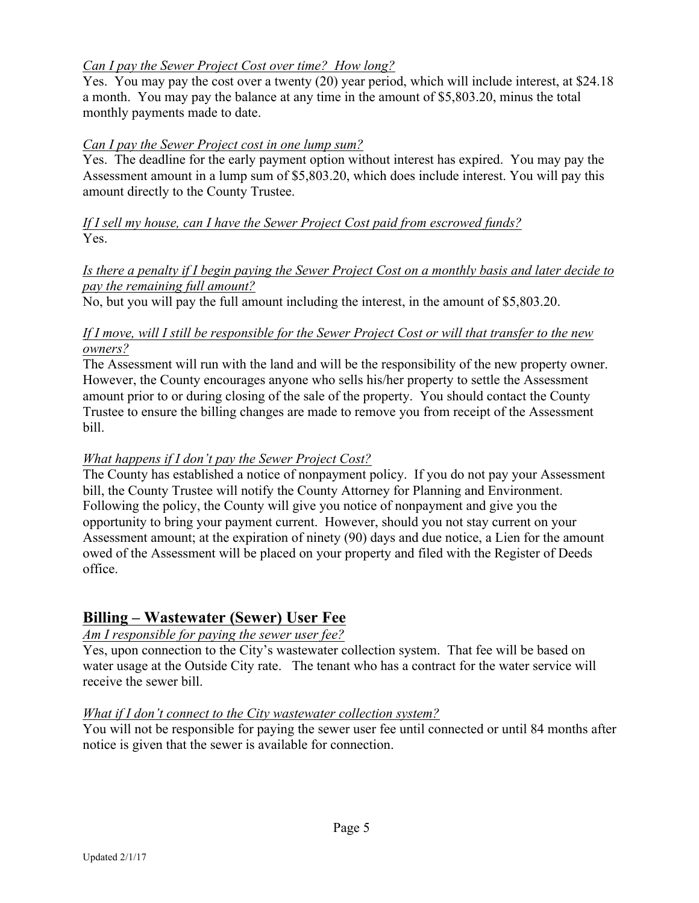*Can I pay the Sewer Project Cost over time?  How long?*

Yes.  You may pay the cost over a twenty (20) year period, which will include interest, at $24.18 a month.  You may pay the balance at any time in the amount of $5,803.20, minus the total monthly payments made to date.

*Can I pay the Sewer Project cost in one lump sum?*

Yes.  The deadline for the early payment option without interest has expired.  You may pay the Assessment amount in a lump sum of $5,803.20, which does include interest. You will pay this amount directly to the County Trustee.

*If I sell my house, can I have the Sewer Project Cost paid from escrowed funds?*

Yes.

*Is there a penalty if I begin paying the Sewer Project Cost on a monthly basis and later decide to pay the remaining full amount?*

No, but you will pay the full amount including the interest, in the amount of $5,803.20.

*If I move, will I still be responsible for the Sewer Project Cost or will that transfer to the new owners?*

The Assessment will run with the land and will be the responsibility of the new property owner. However, the County encourages anyone who sells his/her property to settle the Assessment amount prior to or during closing of the sale of the property.  You should contact the County Trustee to ensure the billing changes are made to remove you from receipt of the Assessment bill.

*What happens if I don't pay the Sewer Project Cost?*

The County has established a notice of nonpayment policy.  If you do not pay your Assessment bill, the County Trustee will notify the County Attorney for Planning and Environment. Following the policy, the County will give you notice of nonpayment and give you the opportunity to bring your payment current.  However, should you not stay current on your Assessment amount; at the expiration of ninety (90) days and due notice, a Lien for the amount owed of the Assessment will be placed on your property and filed with the Register of Deeds office.

## Billing – Wastewater (Sewer) User Fee

*Am I responsible for paying the sewer user fee?*

Yes, upon connection to the City's wastewater collection system.  That fee will be based on water usage at the Outside City rate.   The tenant who has a contract for the water service will receive the sewer bill.

*What if I don't connect to the City wastewater collection system?*

You will not be responsible for paying the sewer user fee until connected or until 84 months after notice is given that the sewer is available for connection.

Updated 2/1/17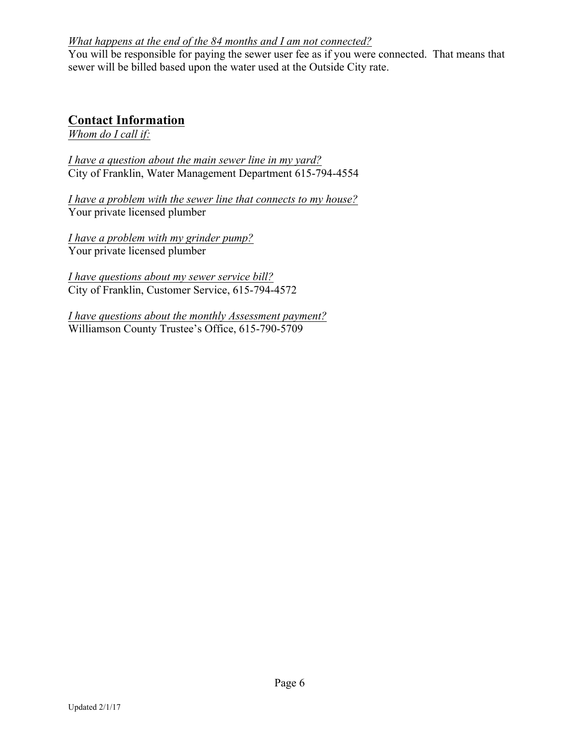*What happens at the end of the 84 months and I am not connected?*
You will be responsible for paying the sewer user fee as if you were connected. That means that sewer will be billed based upon the water used at the Outside City rate.

## Contact Information

*Whom do I call if:*

*I have a question about the main sewer line in my yard?*
City of Franklin, Water Management Department 615-794-4554

*I have a problem with the sewer line that connects to my house?*
Your private licensed plumber

*I have a problem with my grinder pump?*
Your private licensed plumber

*I have questions about my sewer service bill?*
City of Franklin, Customer Service, 615-794-4572

*I have questions about the monthly Assessment payment?*
Williamson County Trustee's Office, 615-790-5709

Updated 2/1/17